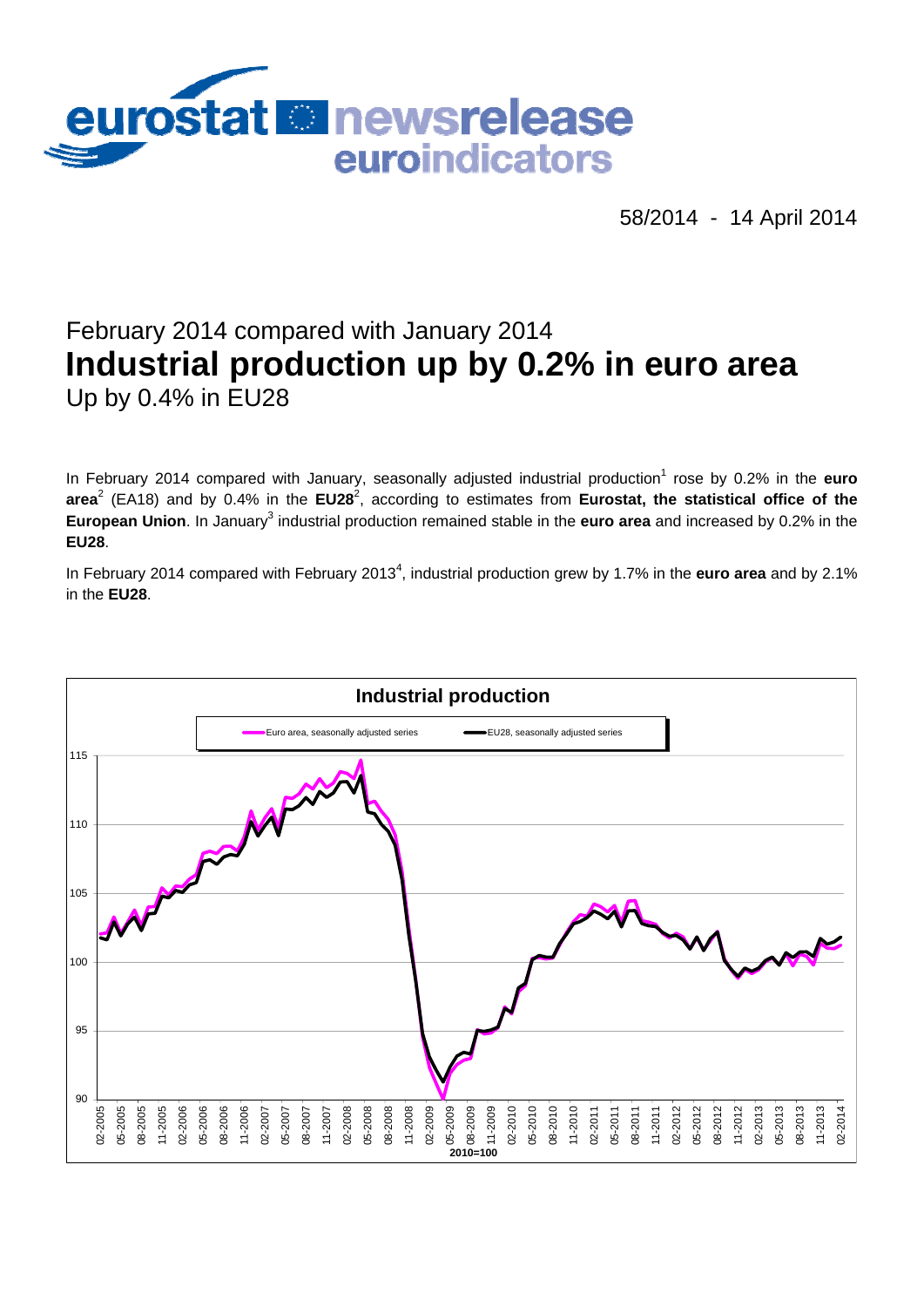eurostat newsrelease euroindicators

58/2014 - 14 April 2014

## February 2014 compared with January 2014

# Industrial production up by 0.2% in euro area

## Up by 0.4% in EU28

In February 2014 compared with January, seasonally adjusted industrial production[1] rose by 0.2% in the **euro area**[2] (EA18) and by 0.4% in the **EU28**[2], according to estimates from **Eurostat, the statistical office of the European Union**. In January[3] industrial production remained stable in the **euro area** and increased by 0.2% in the **EU28**.

In February 2014 compared with February 2013[4], industrial production grew by 1.7% in the **euro area** and by 2.1% in the **EU28**.

**Industrial production**

Euro area, seasonally adjusted series — EU28, seasonally adjusted series

2010=100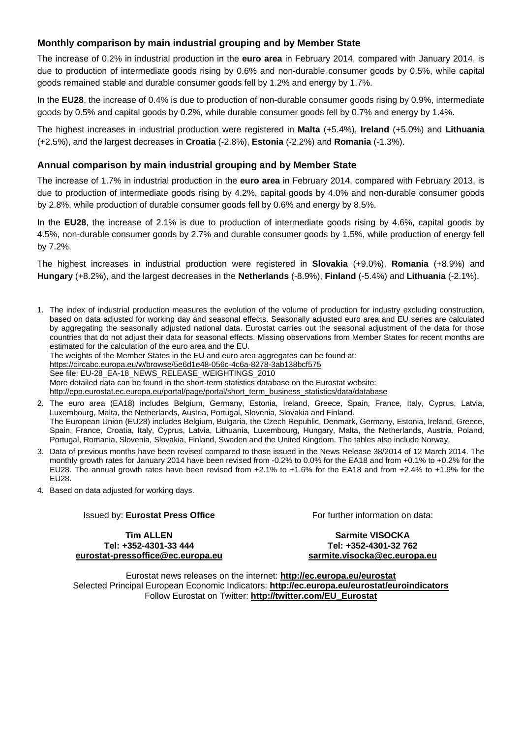## Monthly comparison by main industrial grouping and by Member State

The increase of 0.2% in industrial production in the **euro area** in February 2014, compared with January 2014, is due to production of intermediate goods rising by 0.6% and non-durable consumer goods by 0.5%, while capital goods remained stable and durable consumer goods fell by 1.2% and energy by 1.7%.

In the **EU28**, the increase of 0.4% is due to production of non-durable consumer goods rising by 0.9%, intermediate goods by 0.5% and capital goods by 0.2%, while durable consumer goods fell by 0.7% and energy by 1.4%.

The highest increases in industrial production were registered in **Malta** (+5.4%), **Ireland** (+5.0%) and **Lithuania** (+2.5%), and the largest decreases in **Croatia** (-2.8%), **Estonia** (-2.2%) and **Romania** (-1.3%).

## Annual comparison by main industrial grouping and by Member State

The increase of 1.7% in industrial production in the **euro area** in February 2014, compared with February 2013, is due to production of intermediate goods rising by 4.2%, capital goods by 4.0% and non-durable consumer goods by 2.8%, while production of durable consumer goods fell by 0.6% and energy by 8.5%.

In the **EU28**, the increase of 2.1% is due to production of intermediate goods rising by 4.6%, capital goods by 4.5%, non-durable consumer goods by 2.7% and durable consumer goods by 1.5%, while production of energy fell by 7.2%.

The highest increases in industrial production were registered in **Slovakia** (+9.0%), **Romania** (+8.9%) and **Hungary** (+8.2%), and the largest decreases in the **Netherlands** (-8.9%), **Finland** (-5.4%) and **Lithuania** (-2.1%).

1. The index of industrial production measures the evolution of the volume of production for industry excluding construction, based on data adjusted for working day and seasonal effects. Seasonally adjusted euro area and EU series are calculated by aggregating the seasonally adjusted national data. Eurostat carries out the seasonal adjustment of the data for those countries that do not adjust their data for seasonal effects. Missing observations from Member States for recent months are estimated for the calculation of the euro area and the EU.
   The weights of the Member States in the EU and euro area aggregates can be found at:
   https://circabc.europa.eu/w/browse/5e6d1e48-056c-4c6a-8278-3ab138bcf575
   See file: EU-28_EA-18_NEWS_RELEASE_WEIGHTINGS_2010
   More detailed data can be found in the short-term statistics database on the Eurostat website:
   http://epp.eurostat.ec.europa.eu/portal/page/portal/short_term_business_statistics/data/database
2. The euro area (EA18) includes Belgium, Germany, Estonia, Ireland, Greece, Spain, France, Italy, Cyprus, Latvia, Luxembourg, Malta, the Netherlands, Austria, Portugal, Slovenia, Slovakia and Finland.
   The European Union (EU28) includes Belgium, Bulgaria, the Czech Republic, Denmark, Germany, Estonia, Ireland, Greece, Spain, France, Croatia, Italy, Cyprus, Latvia, Lithuania, Luxembourg, Hungary, Malta, the Netherlands, Austria, Poland, Portugal, Romania, Slovenia, Slovakia, Finland, Sweden and the United Kingdom. The tables also include Norway.
3. Data of previous months have been revised compared to those issued in the News Release 38/2014 of 12 March 2014. The monthly growth rates for January 2014 have been revised from -0.2% to 0.0% for the EA18 and from +0.1% to +0.2% for the EU28. The annual growth rates have been revised from +2.1% to +1.6% for the EA18 and from +2.4% to +1.9% for the EU28.
4. Based on data adjusted for working days.

Issued by: **Eurostat Press Office**

**Tim ALLEN**
**Tel: +352-4301-33 444**
**eurostat-pressoffice@ec.europa.eu**

For further information on data:

**Sarmite VISOCKA**
**Tel: +352-4301-32 762**
**sarmite.visocka@ec.europa.eu**

Eurostat news releases on the internet: **http://ec.europa.eu/eurostat**
Selected Principal European Economic Indicators: **http://ec.europa.eu/eurostat/euroindicators**
Follow Eurostat on Twitter: **http://twitter.com/EU_Eurostat**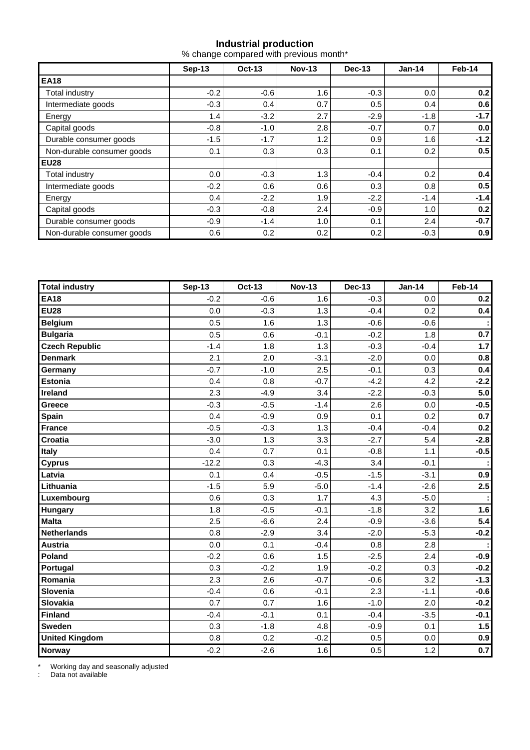**Industrial production**

% change compared with previous month*

| | Sep-13 | Oct-13 | Nov-13 | Dec-13 | Jan-14 | Feb-14 |
|---|---|---|---|---|---|---|
| **EA18** | | | | | | |
| Total industry | -0.2 | -0.6 | 1.6 | -0.3 | 0.0 | **0.2** |
| Intermediate goods | -0.3 | 0.4 | 0.7 | 0.5 | 0.4 | **0.6** |
| Energy | 1.4 | -3.2 | 2.7 | -2.9 | -1.8 | **-1.7** |
| Capital goods | -0.8 | -1.0 | 2.8 | -0.7 | 0.7 | **0.0** |
| Durable consumer goods | -1.5 | -1.7 | 1.2 | 0.9 | 1.6 | **-1.2** |
| Non-durable consumer goods | 0.1 | 0.3 | 0.3 | 0.1 | 0.2 | **0.5** |
| **EU28** | | | | | | |
| Total industry | 0.0 | -0.3 | 1.3 | -0.4 | 0.2 | **0.4** |
| Intermediate goods | -0.2 | 0.6 | 0.6 | 0.3 | 0.8 | **0.5** |
| Energy | 0.4 | -2.2 | 1.9 | -2.2 | -1.4 | **-1.4** |
| Capital goods | -0.3 | -0.8 | 2.4 | -0.9 | 1.0 | **0.2** |
| Durable consumer goods | -0.9 | -1.4 | 1.0 | 0.1 | 2.4 | **-0.7** |
| Non-durable consumer goods | 0.6 | 0.2 | 0.2 | 0.2 | -0.3 | **0.9** |

| **Total industry** | Sep-13 | Oct-13 | Nov-13 | Dec-13 | Jan-14 | Feb-14 |
|---|---|---|---|---|---|---|
| **EA18** | -0.2 | -0.6 | 1.6 | -0.3 | 0.0 | **0.2** |
| **EU28** | 0.0 | -0.3 | 1.3 | -0.4 | 0.2 | **0.4** |
| **Belgium** | 0.5 | 1.6 | 1.3 | -0.6 | -0.6 | **:** |
| **Bulgaria** | 0.5 | 0.6 | -0.1 | -0.2 | 1.8 | **0.7** |
| **Czech Republic** | -1.4 | 1.8 | 1.3 | -0.3 | -0.4 | **1.7** |
| **Denmark** | 2.1 | 2.0 | -3.1 | -2.0 | 0.0 | **0.8** |
| **Germany** | -0.7 | -1.0 | 2.5 | -0.1 | 0.3 | **0.4** |
| **Estonia** | 0.4 | 0.8 | -0.7 | -4.2 | 4.2 | **-2.2** |
| **Ireland** | 2.3 | -4.9 | 3.4 | -2.2 | -0.3 | **5.0** |
| **Greece** | -0.3 | -0.5 | -1.4 | 2.6 | 0.0 | **-0.5** |
| **Spain** | 0.4 | -0.9 | 0.9 | 0.1 | 0.2 | **0.7** |
| **France** | -0.5 | -0.3 | 1.3 | -0.4 | -0.4 | **0.2** |
| **Croatia** | -3.0 | 1.3 | 3.3 | -2.7 | 5.4 | **-2.8** |
| **Italy** | 0.4 | 0.7 | 0.1 | -0.8 | 1.1 | **-0.5** |
| **Cyprus** | -12.2 | 0.3 | -4.3 | 3.4 | -0.1 | **:** |
| **Latvia** | 0.1 | 0.4 | -0.5 | -1.5 | -3.1 | **0.9** |
| **Lithuania** | -1.5 | 5.9 | -5.0 | -1.4 | -2.6 | **2.5** |
| **Luxembourg** | 0.6 | 0.3 | 1.7 | 4.3 | -5.0 | **:** |
| **Hungary** | 1.8 | -0.5 | -0.1 | -1.8 | 3.2 | **1.6** |
| **Malta** | 2.5 | -6.6 | 2.4 | -0.9 | -3.6 | **5.4** |
| **Netherlands** | 0.8 | -2.9 | 3.4 | -2.0 | -5.3 | **-0.2** |
| **Austria** | 0.0 | 0.1 | -0.4 | 0.8 | 2.8 | **:** |
| **Poland** | -0.2 | 0.6 | 1.5 | -2.5 | 2.4 | **-0.9** |
| **Portugal** | 0.3 | -0.2 | 1.9 | -0.2 | 0.3 | **-0.2** |
| **Romania** | 2.3 | 2.6 | -0.7 | -0.6 | 3.2 | **-1.3** |
| **Slovenia** | -0.4 | 0.6 | -0.1 | 2.3 | -1.1 | **-0.6** |
| **Slovakia** | 0.7 | 0.7 | 1.6 | -1.0 | 2.0 | **-0.2** |
| **Finland** | -0.4 | -0.1 | 0.1 | -0.4 | -3.5 | **-0.1** |
| **Sweden** | 0.3 | -1.8 | 4.8 | -0.9 | 0.1 | **1.5** |
| **United Kingdom** | 0.8 | 0.2 | -0.2 | 0.5 | 0.0 | **0.9** |
| **Norway** | -0.2 | -2.6 | 1.6 | 0.5 | 1.2 | **0.7** |

\* Working day and seasonally adjusted

: Data not available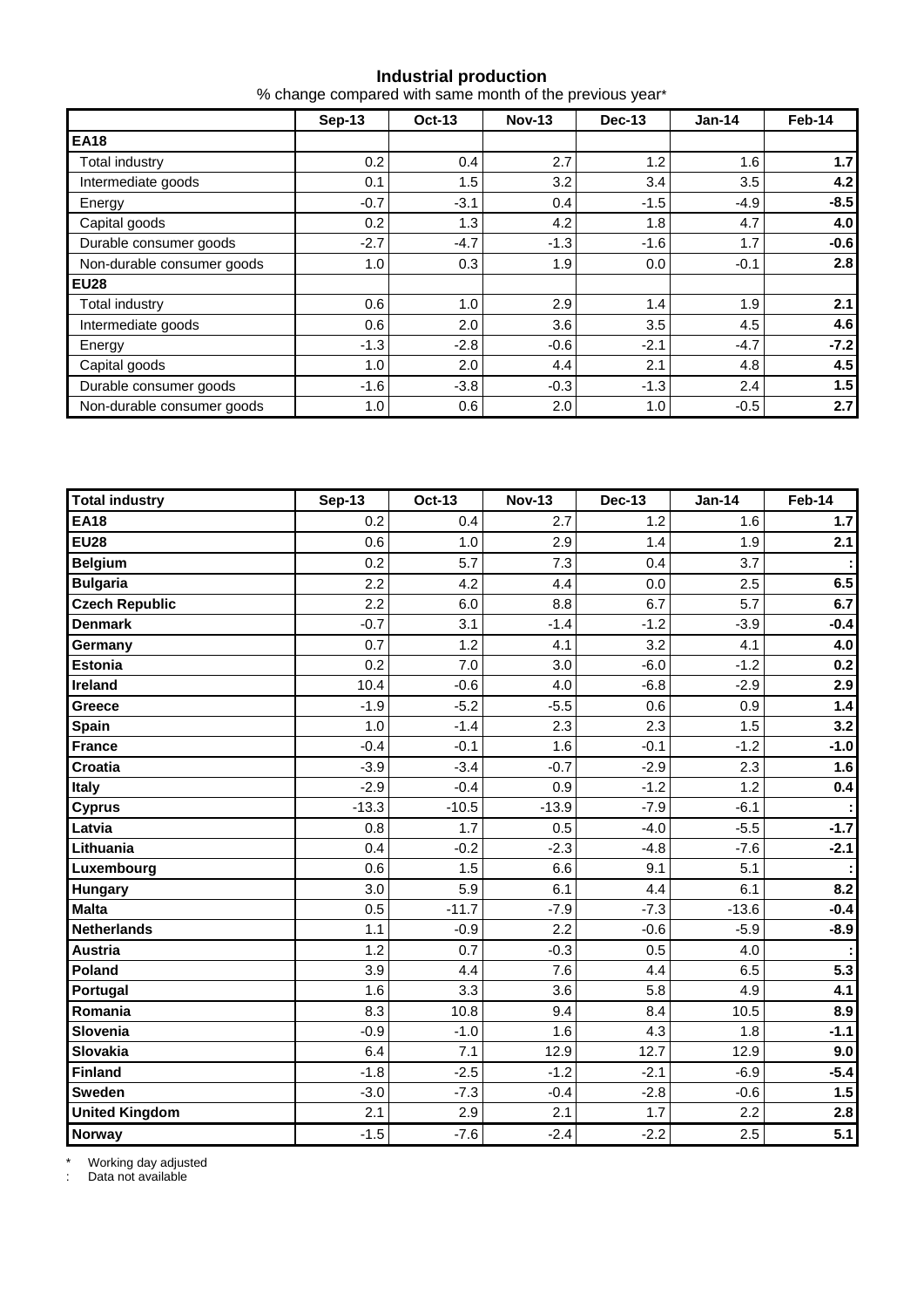## Industrial production

% change compared with same month of the previous year*

| | Sep-13 | Oct-13 | Nov-13 | Dec-13 | Jan-14 | Feb-14 |
|---|---|---|---|---|---|---|
| **EA18** | | | | | | |
| Total industry | 0.2 | 0.4 | 2.7 | 1.2 | 1.6 | **1.7** |
| Intermediate goods | 0.1 | 1.5 | 3.2 | 3.4 | 3.5 | **4.2** |
| Energy | -0.7 | -3.1 | 0.4 | -1.5 | -4.9 | **-8.5** |
| Capital goods | 0.2 | 1.3 | 4.2 | 1.8 | 4.7 | **4.0** |
| Durable consumer goods | -2.7 | -4.7 | -1.3 | -1.6 | 1.7 | **-0.6** |
| Non-durable consumer goods | 1.0 | 0.3 | 1.9 | 0.0 | -0.1 | **2.8** |
| **EU28** | | | | | | |
| Total industry | 0.6 | 1.0 | 2.9 | 1.4 | 1.9 | **2.1** |
| Intermediate goods | 0.6 | 2.0 | 3.6 | 3.5 | 4.5 | **4.6** |
| Energy | -1.3 | -2.8 | -0.6 | -2.1 | -4.7 | **-7.2** |
| Capital goods | 1.0 | 2.0 | 4.4 | 2.1 | 4.8 | **4.5** |
| Durable consumer goods | -1.6 | -3.8 | -0.3 | -1.3 | 2.4 | **1.5** |
| Non-durable consumer goods | 1.0 | 0.6 | 2.0 | 1.0 | -0.5 | **2.7** |

| **Total industry** | Sep-13 | Oct-13 | Nov-13 | Dec-13 | Jan-14 | Feb-14 |
|---|---|---|---|---|---|---|
| **EA18** | 0.2 | 0.4 | 2.7 | 1.2 | 1.6 | **1.7** |
| **EU28** | 0.6 | 1.0 | 2.9 | 1.4 | 1.9 | **2.1** |
| **Belgium** | 0.2 | 5.7 | 7.3 | 0.4 | 3.7 | **:** |
| **Bulgaria** | 2.2 | 4.2 | 4.4 | 0.0 | 2.5 | **6.5** |
| **Czech Republic** | 2.2 | 6.0 | 8.8 | 6.7 | 5.7 | **6.7** |
| **Denmark** | -0.7 | 3.1 | -1.4 | -1.2 | -3.9 | **-0.4** |
| **Germany** | 0.7 | 1.2 | 4.1 | 3.2 | 4.1 | **4.0** |
| **Estonia** | 0.2 | 7.0 | 3.0 | -6.0 | -1.2 | **0.2** |
| **Ireland** | 10.4 | -0.6 | 4.0 | -6.8 | -2.9 | **2.9** |
| **Greece** | -1.9 | -5.2 | -5.5 | 0.6 | 0.9 | **1.4** |
| **Spain** | 1.0 | -1.4 | 2.3 | 2.3 | 1.5 | **3.2** |
| **France** | -0.4 | -0.1 | 1.6 | -0.1 | -1.2 | **-1.0** |
| **Croatia** | -3.9 | -3.4 | -0.7 | -2.9 | 2.3 | **1.6** |
| **Italy** | -2.9 | -0.4 | 0.9 | -1.2 | 1.2 | **0.4** |
| **Cyprus** | -13.3 | -10.5 | -13.9 | -7.9 | -6.1 | **:** |
| **Latvia** | 0.8 | 1.7 | 0.5 | -4.0 | -5.5 | **-1.7** |
| **Lithuania** | 0.4 | -0.2 | -2.3 | -4.8 | -7.6 | **-2.1** |
| **Luxembourg** | 0.6 | 1.5 | 6.6 | 9.1 | 5.1 | **:** |
| **Hungary** | 3.0 | 5.9 | 6.1 | 4.4 | 6.1 | **8.2** |
| **Malta** | 0.5 | -11.7 | -7.9 | -7.3 | -13.6 | **-0.4** |
| **Netherlands** | 1.1 | -0.9 | 2.2 | -0.6 | -5.9 | **-8.9** |
| **Austria** | 1.2 | 0.7 | -0.3 | 0.5 | 4.0 | **:** |
| **Poland** | 3.9 | 4.4 | 7.6 | 4.4 | 6.5 | **5.3** |
| **Portugal** | 1.6 | 3.3 | 3.6 | 5.8 | 4.9 | **4.1** |
| **Romania** | 8.3 | 10.8 | 9.4 | 8.4 | 10.5 | **8.9** |
| **Slovenia** | -0.9 | -1.0 | 1.6 | 4.3 | 1.8 | **-1.1** |
| **Slovakia** | 6.4 | 7.1 | 12.9 | 12.7 | 12.9 | **9.0** |
| **Finland** | -1.8 | -2.5 | -1.2 | -2.1 | -6.9 | **-5.4** |
| **Sweden** | -3.0 | -7.3 | -0.4 | -2.8 | -0.6 | **1.5** |
| **United Kingdom** | 2.1 | 2.9 | 2.1 | 1.7 | 2.2 | **2.8** |
| **Norway** | -1.5 | -7.6 | -2.4 | -2.2 | 2.5 | **5.1** |

\* Working day adjusted

: Data not available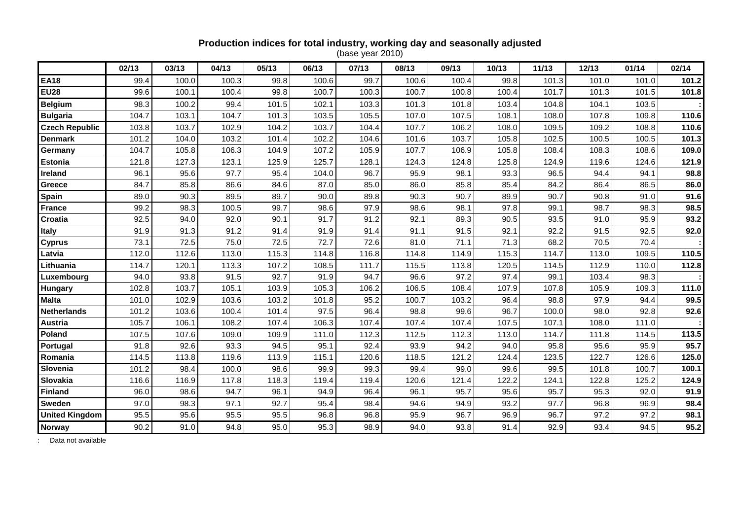**Production indices for total industry, working day and seasonally adjusted**
(base year 2010)

| | 02/13 | 03/13 | 04/13 | 05/13 | 06/13 | 07/13 | 08/13 | 09/13 | 10/13 | 11/13 | 12/13 | 01/14 | 02/14 |
|---|---|---|---|---|---|---|---|---|---|---|---|---|---|
| **EA18** | 99.4 | 100.0 | 100.3 | 99.8 | 100.6 | 99.7 | 100.6 | 100.4 | 99.8 | 101.3 | 101.0 | 101.0 | **101.2** |
| **EU28** | 99.6 | 100.1 | 100.4 | 99.8 | 100.7 | 100.3 | 100.7 | 100.8 | 100.4 | 101.7 | 101.3 | 101.5 | **101.8** |
| **Belgium** | 98.3 | 100.2 | 99.4 | 101.5 | 102.1 | 103.3 | 101.3 | 101.8 | 103.4 | 104.8 | 104.1 | 103.5 | **:** |
| **Bulgaria** | 104.7 | 103.1 | 104.7 | 101.3 | 103.5 | 105.5 | 107.0 | 107.5 | 108.1 | 108.0 | 107.8 | 109.8 | **110.6** |
| **Czech Republic** | 103.8 | 103.7 | 102.9 | 104.2 | 103.7 | 104.4 | 107.7 | 106.2 | 108.0 | 109.5 | 109.2 | 108.8 | **110.6** |
| **Denmark** | 101.2 | 104.0 | 103.2 | 101.4 | 102.2 | 104.6 | 101.6 | 103.7 | 105.8 | 102.5 | 100.5 | 100.5 | **101.3** |
| **Germany** | 104.7 | 105.8 | 106.3 | 104.9 | 107.2 | 105.9 | 107.7 | 106.9 | 105.8 | 108.4 | 108.3 | 108.6 | **109.0** |
| **Estonia** | 121.8 | 127.3 | 123.1 | 125.9 | 125.7 | 128.1 | 124.3 | 124.8 | 125.8 | 124.9 | 119.6 | 124.6 | **121.9** |
| **Ireland** | 96.1 | 95.6 | 97.7 | 95.4 | 104.0 | 96.7 | 95.9 | 98.1 | 93.3 | 96.5 | 94.4 | 94.1 | **98.8** |
| **Greece** | 84.7 | 85.8 | 86.6 | 84.6 | 87.0 | 85.0 | 86.0 | 85.8 | 85.4 | 84.2 | 86.4 | 86.5 | **86.0** |
| **Spain** | 89.0 | 90.3 | 89.5 | 89.7 | 90.0 | 89.8 | 90.3 | 90.7 | 89.9 | 90.7 | 90.8 | 91.0 | **91.6** |
| **France** | 99.2 | 98.3 | 100.5 | 99.7 | 98.6 | 97.9 | 98.6 | 98.1 | 97.8 | 99.1 | 98.7 | 98.3 | **98.5** |
| **Croatia** | 92.5 | 94.0 | 92.0 | 90.1 | 91.7 | 91.2 | 92.1 | 89.3 | 90.5 | 93.5 | 91.0 | 95.9 | **93.2** |
| **Italy** | 91.9 | 91.3 | 91.2 | 91.4 | 91.9 | 91.4 | 91.1 | 91.5 | 92.1 | 92.2 | 91.5 | 92.5 | **92.0** |
| **Cyprus** | 73.1 | 72.5 | 75.0 | 72.5 | 72.7 | 72.6 | 81.0 | 71.1 | 71.3 | 68.2 | 70.5 | 70.4 | **:** |
| **Latvia** | 112.0 | 112.6 | 113.0 | 115.3 | 114.8 | 116.8 | 114.8 | 114.9 | 115.3 | 114.7 | 113.0 | 109.5 | **110.5** |
| **Lithuania** | 114.7 | 120.1 | 113.3 | 107.2 | 108.5 | 111.7 | 115.5 | 113.8 | 120.5 | 114.5 | 112.9 | 110.0 | **112.8** |
| **Luxembourg** | 94.0 | 93.8 | 91.5 | 92.7 | 91.9 | 94.7 | 96.6 | 97.2 | 97.4 | 99.1 | 103.4 | 98.3 | **:** |
| **Hungary** | 102.8 | 103.7 | 105.1 | 103.9 | 105.3 | 106.2 | 106.5 | 108.4 | 107.9 | 107.8 | 105.9 | 109.3 | **111.0** |
| **Malta** | 101.0 | 102.9 | 103.6 | 103.2 | 101.8 | 95.2 | 100.7 | 103.2 | 96.4 | 98.8 | 97.9 | 94.4 | **99.5** |
| **Netherlands** | 101.2 | 103.6 | 100.4 | 101.4 | 97.5 | 96.4 | 98.8 | 99.6 | 96.7 | 100.0 | 98.0 | 92.8 | **92.6** |
| **Austria** | 105.7 | 106.1 | 108.2 | 107.4 | 106.3 | 107.4 | 107.4 | 107.4 | 107.5 | 107.1 | 108.0 | 111.0 | **:** |
| **Poland** | 107.5 | 107.6 | 109.0 | 109.9 | 111.0 | 112.3 | 112.5 | 112.3 | 113.0 | 114.7 | 111.8 | 114.5 | **113.5** |
| **Portugal** | 91.8 | 92.6 | 93.3 | 94.5 | 95.1 | 92.4 | 93.9 | 94.2 | 94.0 | 95.8 | 95.6 | 95.9 | **95.7** |
| **Romania** | 114.5 | 113.8 | 119.6 | 113.9 | 115.1 | 120.6 | 118.5 | 121.2 | 124.4 | 123.5 | 122.7 | 126.6 | **125.0** |
| **Slovenia** | 101.2 | 98.4 | 100.0 | 98.6 | 99.9 | 99.3 | 99.4 | 99.0 | 99.6 | 99.5 | 101.8 | 100.7 | **100.1** |
| **Slovakia** | 116.6 | 116.9 | 117.8 | 118.3 | 119.4 | 119.4 | 120.6 | 121.4 | 122.2 | 124.1 | 122.8 | 125.2 | **124.9** |
| **Finland** | 96.0 | 98.6 | 94.7 | 96.1 | 94.9 | 96.4 | 96.1 | 95.7 | 95.6 | 95.7 | 95.3 | 92.0 | **91.9** |
| **Sweden** | 97.0 | 98.3 | 97.1 | 92.7 | 95.4 | 98.4 | 94.6 | 94.9 | 93.2 | 97.7 | 96.8 | 96.9 | **98.4** |
| **United Kingdom** | 95.5 | 95.6 | 95.5 | 95.5 | 96.8 | 96.8 | 95.9 | 96.7 | 96.9 | 96.7 | 97.2 | 97.2 | **98.1** |
| **Norway** | 90.2 | 91.0 | 94.8 | 95.0 | 95.3 | 98.9 | 94.0 | 93.8 | 91.4 | 92.9 | 93.4 | 94.5 | **95.2** |

: Data not available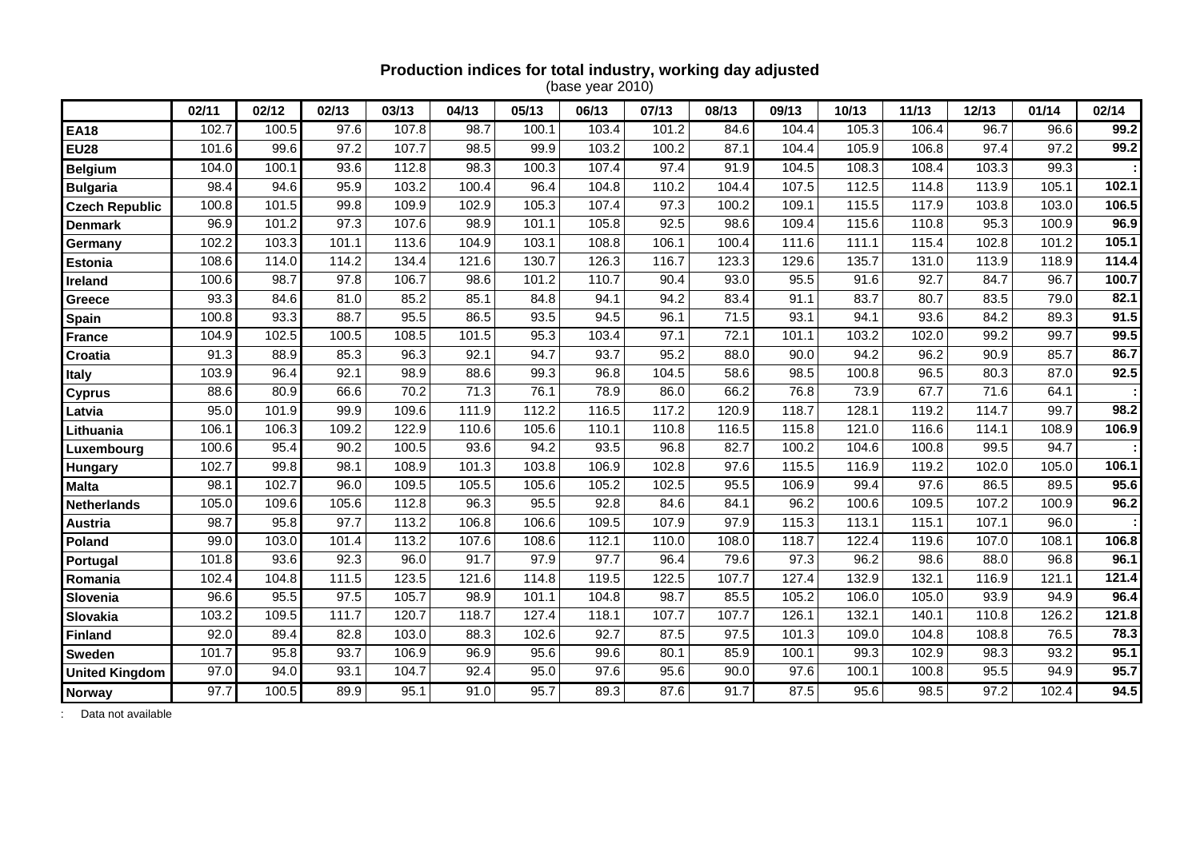**Production indices for total industry, working day adjusted**
(base year 2010)

| | 02/11 | 02/12 | 02/13 | 03/13 | 04/13 | 05/13 | 06/13 | 07/13 | 08/13 | 09/13 | 10/13 | 11/13 | 12/13 | 01/14 | 02/14 |
|---|---|---|---|---|---|---|---|---|---|---|---|---|---|---|---|
| **EA18** | 102.7 | 100.5 | 97.6 | 107.8 | 98.7 | 100.1 | 103.4 | 101.2 | 84.6 | 104.4 | 105.3 | 106.4 | 96.7 | 96.6 | **99.2** |
| **EU28** | 101.6 | 99.6 | 97.2 | 107.7 | 98.5 | 99.9 | 103.2 | 100.2 | 87.1 | 104.4 | 105.9 | 106.8 | 97.4 | 97.2 | **99.2** |
| **Belgium** | 104.0 | 100.1 | 93.6 | 112.8 | 98.3 | 100.3 | 107.4 | 97.4 | 91.9 | 104.5 | 108.3 | 108.4 | 103.3 | 99.3 | **:** |
| **Bulgaria** | 98.4 | 94.6 | 95.9 | 103.2 | 100.4 | 96.4 | 104.8 | 110.2 | 104.4 | 107.5 | 112.5 | 114.8 | 113.9 | 105.1 | **102.1** |
| **Czech Republic** | 100.8 | 101.5 | 99.8 | 109.9 | 102.9 | 105.3 | 107.4 | 97.3 | 100.2 | 109.1 | 115.5 | 117.9 | 103.8 | 103.0 | **106.5** |
| **Denmark** | 96.9 | 101.2 | 97.3 | 107.6 | 98.9 | 101.1 | 105.8 | 92.5 | 98.6 | 109.4 | 115.6 | 110.8 | 95.3 | 100.9 | **96.9** |
| **Germany** | 102.2 | 103.3 | 101.1 | 113.6 | 104.9 | 103.1 | 108.8 | 106.1 | 100.4 | 111.6 | 111.1 | 115.4 | 102.8 | 101.2 | **105.1** |
| **Estonia** | 108.6 | 114.0 | 114.2 | 134.4 | 121.6 | 130.7 | 126.3 | 116.7 | 123.3 | 129.6 | 135.7 | 131.0 | 113.9 | 118.9 | **114.4** |
| **Ireland** | 100.6 | 98.7 | 97.8 | 106.7 | 98.6 | 101.2 | 110.7 | 90.4 | 93.0 | 95.5 | 91.6 | 92.7 | 84.7 | 96.7 | **100.7** |
| **Greece** | 93.3 | 84.6 | 81.0 | 85.2 | 85.1 | 84.8 | 94.1 | 94.2 | 83.4 | 91.1 | 83.7 | 80.7 | 83.5 | 79.0 | **82.1** |
| **Spain** | 100.8 | 93.3 | 88.7 | 95.5 | 86.5 | 93.5 | 94.5 | 96.1 | 71.5 | 93.1 | 94.1 | 93.6 | 84.2 | 89.3 | **91.5** |
| **France** | 104.9 | 102.5 | 100.5 | 108.5 | 101.5 | 95.3 | 103.4 | 97.1 | 72.1 | 101.1 | 103.2 | 102.0 | 99.2 | 99.7 | **99.5** |
| **Croatia** | 91.3 | 88.9 | 85.3 | 96.3 | 92.1 | 94.7 | 93.7 | 95.2 | 88.0 | 90.0 | 94.2 | 96.2 | 90.9 | 85.7 | **86.7** |
| **Italy** | 103.9 | 96.4 | 92.1 | 98.9 | 88.6 | 99.3 | 96.8 | 104.5 | 58.6 | 98.5 | 100.8 | 96.5 | 80.3 | 87.0 | **92.5** |
| **Cyprus** | 88.6 | 80.9 | 66.6 | 70.2 | 71.3 | 76.1 | 78.9 | 86.0 | 66.2 | 76.8 | 73.9 | 67.7 | 71.6 | 64.1 | **:** |
| **Latvia** | 95.0 | 101.9 | 99.9 | 109.6 | 111.9 | 112.2 | 116.5 | 117.2 | 120.9 | 118.7 | 128.1 | 119.2 | 114.7 | 99.7 | **98.2** |
| **Lithuania** | 106.1 | 106.3 | 109.2 | 122.9 | 110.6 | 105.6 | 110.1 | 110.8 | 116.5 | 115.8 | 121.0 | 116.6 | 114.1 | 108.9 | **106.9** |
| **Luxembourg** | 100.6 | 95.4 | 90.2 | 100.5 | 93.6 | 94.2 | 93.5 | 96.8 | 82.7 | 100.2 | 104.6 | 100.8 | 99.5 | 94.7 | **:** |
| **Hungary** | 102.7 | 99.8 | 98.1 | 108.9 | 101.3 | 103.8 | 106.9 | 102.8 | 97.6 | 115.5 | 116.9 | 119.2 | 102.0 | 105.0 | **106.1** |
| **Malta** | 98.1 | 102.7 | 96.0 | 109.5 | 105.5 | 105.6 | 105.2 | 102.5 | 95.5 | 106.9 | 99.4 | 97.6 | 86.5 | 89.5 | **95.6** |
| **Netherlands** | 105.0 | 109.6 | 105.6 | 112.8 | 96.3 | 95.5 | 92.8 | 84.6 | 84.1 | 96.2 | 100.6 | 109.5 | 107.2 | 100.9 | **96.2** |
| **Austria** | 98.7 | 95.8 | 97.7 | 113.2 | 106.8 | 106.6 | 109.5 | 107.9 | 97.9 | 115.3 | 113.1 | 115.1 | 107.1 | 96.0 | **:** |
| **Poland** | 99.0 | 103.0 | 101.4 | 113.2 | 107.6 | 108.6 | 112.1 | 110.0 | 108.0 | 118.7 | 122.4 | 119.6 | 107.0 | 108.1 | **106.8** |
| **Portugal** | 101.8 | 93.6 | 92.3 | 96.0 | 91.7 | 97.9 | 97.7 | 96.4 | 79.6 | 97.3 | 96.2 | 98.6 | 88.0 | 96.8 | **96.1** |
| **Romania** | 102.4 | 104.8 | 111.5 | 123.5 | 121.6 | 114.8 | 119.5 | 122.5 | 107.7 | 127.4 | 132.9 | 132.1 | 116.9 | 121.1 | **121.4** |
| **Slovenia** | 96.6 | 95.5 | 97.5 | 105.7 | 98.9 | 101.1 | 104.8 | 98.7 | 85.5 | 105.2 | 106.0 | 105.0 | 93.9 | 94.9 | **96.4** |
| **Slovakia** | 103.2 | 109.5 | 111.7 | 120.7 | 118.7 | 127.4 | 118.1 | 107.7 | 107.7 | 126.1 | 132.1 | 140.1 | 110.8 | 126.2 | **121.8** |
| **Finland** | 92.0 | 89.4 | 82.8 | 103.0 | 88.3 | 102.6 | 92.7 | 87.5 | 97.5 | 101.3 | 109.0 | 104.8 | 108.8 | 76.5 | **78.3** |
| **Sweden** | 101.7 | 95.8 | 93.7 | 106.9 | 96.9 | 95.6 | 99.6 | 80.1 | 85.9 | 100.1 | 99.3 | 102.9 | 98.3 | 93.2 | **95.1** |
| **United Kingdom** | 97.0 | 94.0 | 93.1 | 104.7 | 92.4 | 95.0 | 97.6 | 95.6 | 90.0 | 97.6 | 100.1 | 100.8 | 95.5 | 94.9 | **95.7** |
| **Norway** | 97.7 | 100.5 | 89.9 | 95.1 | 91.0 | 95.7 | 89.3 | 87.6 | 91.7 | 87.5 | 95.6 | 98.5 | 97.2 | 102.4 | **94.5** |

: Data not available